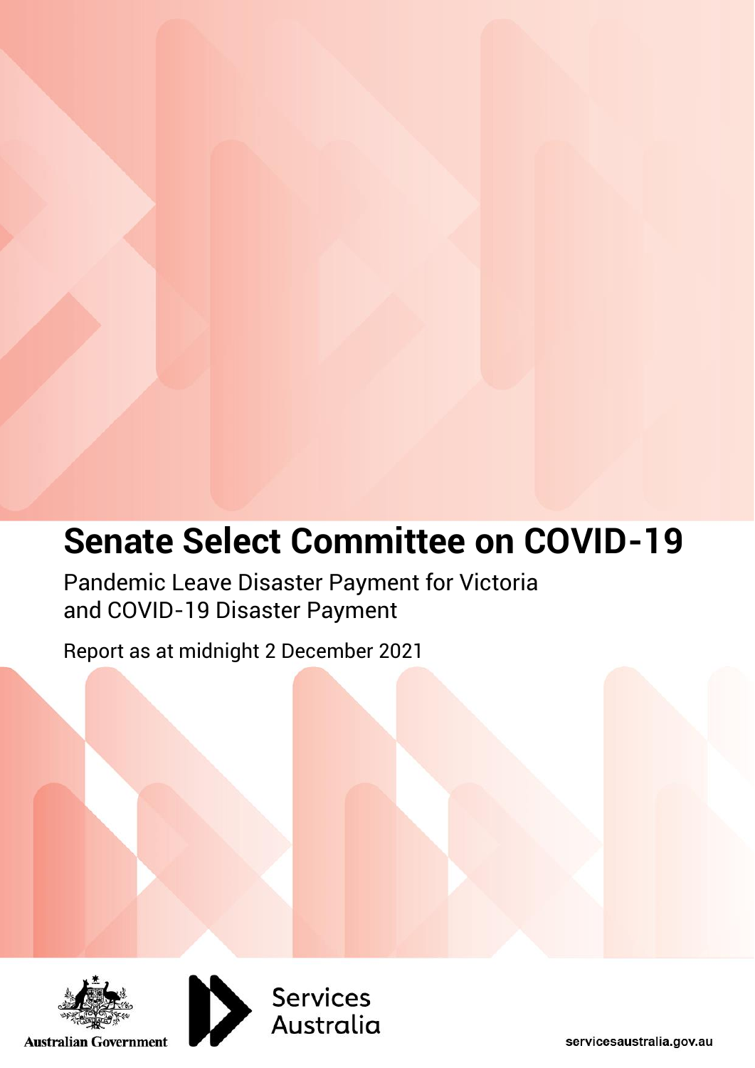# Senate Select Committee on COVID-19

Pandemic Leave Disaster Payment for Victoria and COVID-19 Disaster Payment

Report as at midnight 2 December 2021

Australian Government

Services Australia

servicesaustralia.gov.au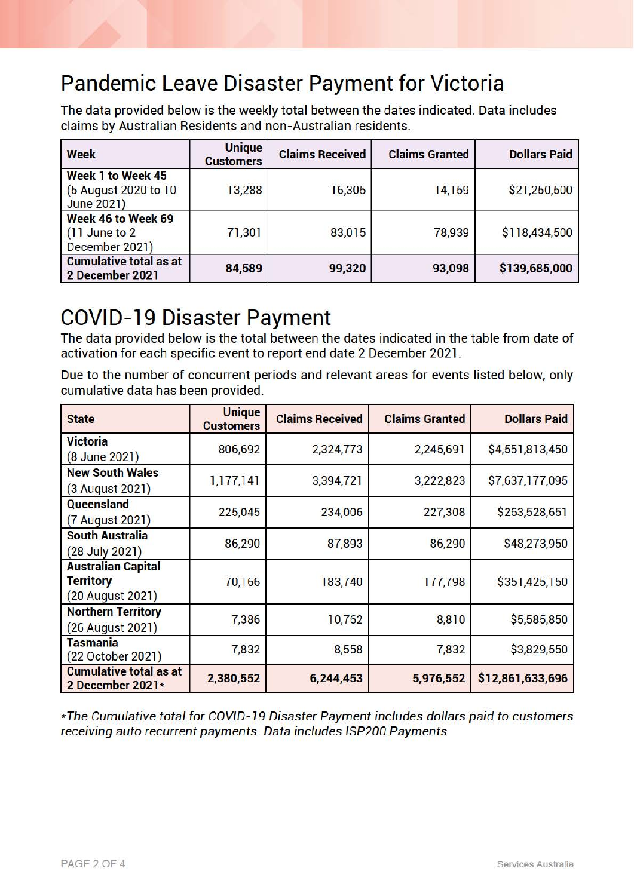## Pandemic Leave Disaster Payment for Victoria

The data provided below is the weekly total between the dates indicated. Data includes claims by Australian Residents and non-Australian residents.

| Week | Unique Customers | Claims Received | Claims Granted | Dollars Paid |
|---|---|---|---|---|
| **Week 1 to Week 45** (5 August 2020 to 10 June 2021) | 13,288 | 16,305 | 14,159 | $21,250,500 |
| **Week 46 to Week 69** (11 June to 2 December 2021) | 71,301 | 83,015 | 78,939 | $118,434,500 |
| **Cumulative total as at 2 December 2021** | **84,589** | **99,320** | **93,098** | **$139,685,000** |

## COVID-19 Disaster Payment

The data provided below is the total between the dates indicated in the table from date of activation for each specific event to report end date 2 December 2021.

Due to the number of concurrent periods and relevant areas for events listed below, only cumulative data has been provided.

| State | Unique Customers | Claims Received | Claims Granted | Dollars Paid |
|---|---|---|---|---|
| **Victoria** (8 June 2021) | 806,692 | 2,324,773 | 2,245,691 | $4,551,813,450 |
| **New South Wales** (3 August 2021) | 1,177,141 | 3,394,721 | 3,222,823 | $7,637,177,095 |
| **Queensland** (7 August 2021) | 225,045 | 234,006 | 227,308 | $263,528,651 |
| **South Australia** (28 July 2021) | 86,290 | 87,893 | 86,290 | $48,273,950 |
| **Australian Capital Territory** (20 August 2021) | 70,166 | 183,740 | 177,798 | $351,425,150 |
| **Northern Territory** (26 August 2021) | 7,386 | 10,762 | 8,810 | $5,585,850 |
| **Tasmania** (22 October 2021) | 7,832 | 8,558 | 7,832 | $3,829,550 |
| **Cumulative total as at 2 December 2021*** | **2,380,552** | **6,244,453** | **5,976,552** | **$12,861,633,696** |

*\*The Cumulative total for COVID-19 Disaster Payment includes dollars paid to customers receiving auto recurrent payments. Data includes ISP200 Payments*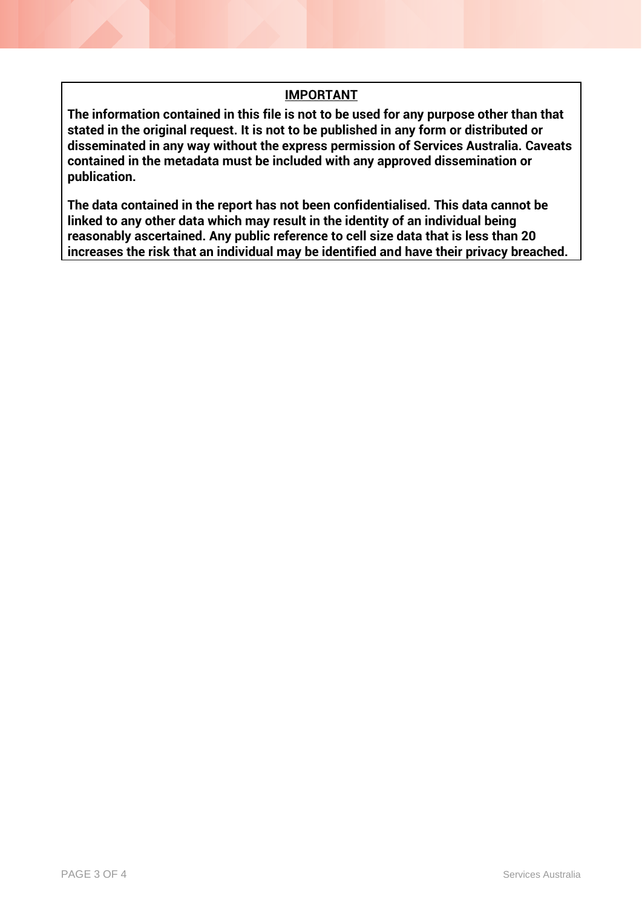**IMPORTANT**

**The information contained in this file is not to be used for any purpose other than that stated in the original request. It is not to be published in any form or distributed or disseminated in any way without the express permission of Services Australia. Caveats contained in the metadata must be included with any approved dissemination or publication.**

**The data contained in the report has not been confidentialised. This data cannot be linked to any other data which may result in the identity of an individual being reasonably ascertained. Any public reference to cell size data that is less than 20 increases the risk that an individual may be identified and have their privacy breached.**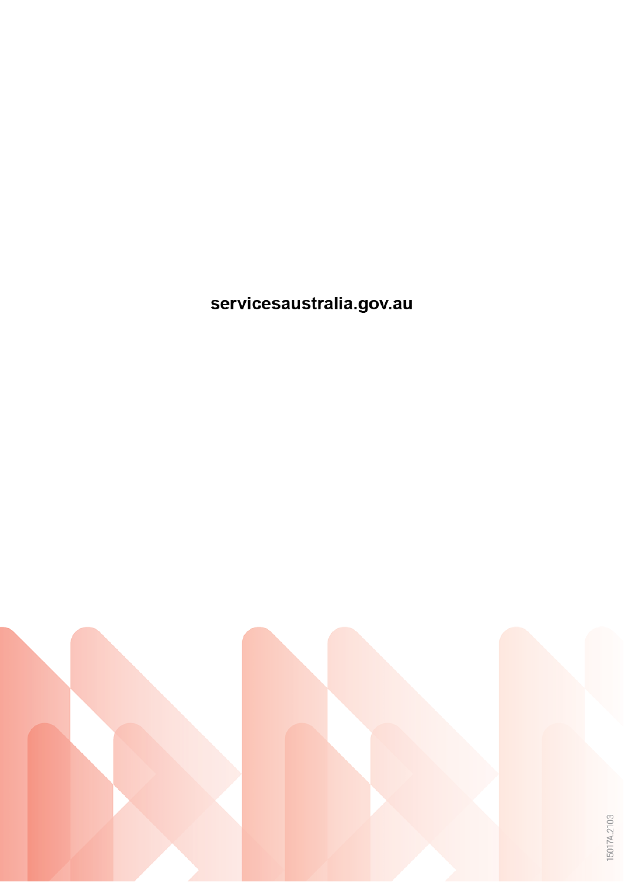**servicesaustralia.gov.au**

15017A.2103